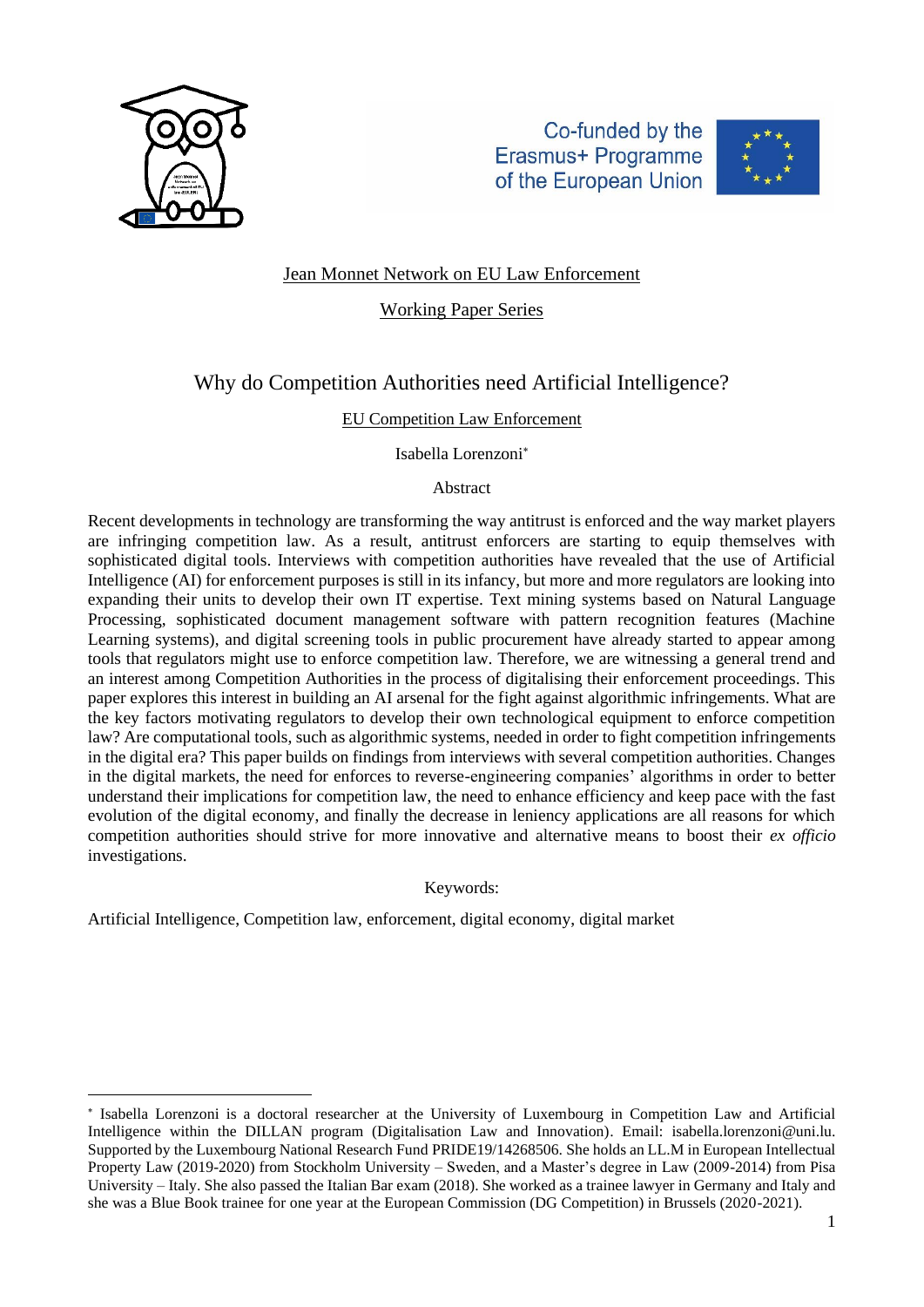Co-funded by the Erasmus+ Programme of the European Union

Jean Monnet Network on EU Law Enforcement

Working Paper Series

# Why do Competition Authorities need Artificial Intelligence?

EU Competition Law Enforcement

Isabella Lorenzoni[*]

Abstract

Recent developments in technology are transforming the way antitrust is enforced and the way market players are infringing competition law. As a result, antitrust enforcers are starting to equip themselves with sophisticated digital tools. Interviews with competition authorities have revealed that the use of Artificial Intelligence (AI) for enforcement purposes is still in its infancy, but more and more regulators are looking into expanding their units to develop their own IT expertise. Text mining systems based on Natural Language Processing, sophisticated document management software with pattern recognition features (Machine Learning systems), and digital screening tools in public procurement have already started to appear among tools that regulators might use to enforce competition law. Therefore, we are witnessing a general trend and an interest among Competition Authorities in the process of digitalising their enforcement proceedings. This paper explores this interest in building an AI arsenal for the fight against algorithmic infringements. What are the key factors motivating regulators to develop their own technological equipment to enforce competition law? Are computational tools, such as algorithmic systems, needed in order to fight competition infringements in the digital era? This paper builds on findings from interviews with several competition authorities. Changes in the digital markets, the need for enforces to reverse-engineering companies' algorithms in order to better understand their implications for competition law, the need to enhance efficiency and keep pace with the fast evolution of the digital economy, and finally the decrease in leniency applications are all reasons for which competition authorities should strive for more innovative and alternative means to boost their *ex officio* investigations.

Keywords:

Artificial Intelligence, Competition law, enforcement, digital economy, digital market

---

[*] Isabella Lorenzoni is a doctoral researcher at the University of Luxembourg in Competition Law and Artificial Intelligence within the DILLAN program (Digitalisation Law and Innovation). Email: isabella.lorenzoni@uni.lu. Supported by the Luxembourg National Research Fund PRIDE19/14268506. She holds an LL.M in European Intellectual Property Law (2019-2020) from Stockholm University – Sweden, and a Master's degree in Law (2009-2014) from Pisa University – Italy. She also passed the Italian Bar exam (2018). She worked as a trainee lawyer in Germany and Italy and she was a Blue Book trainee for one year at the European Commission (DG Competition) in Brussels (2020-2021).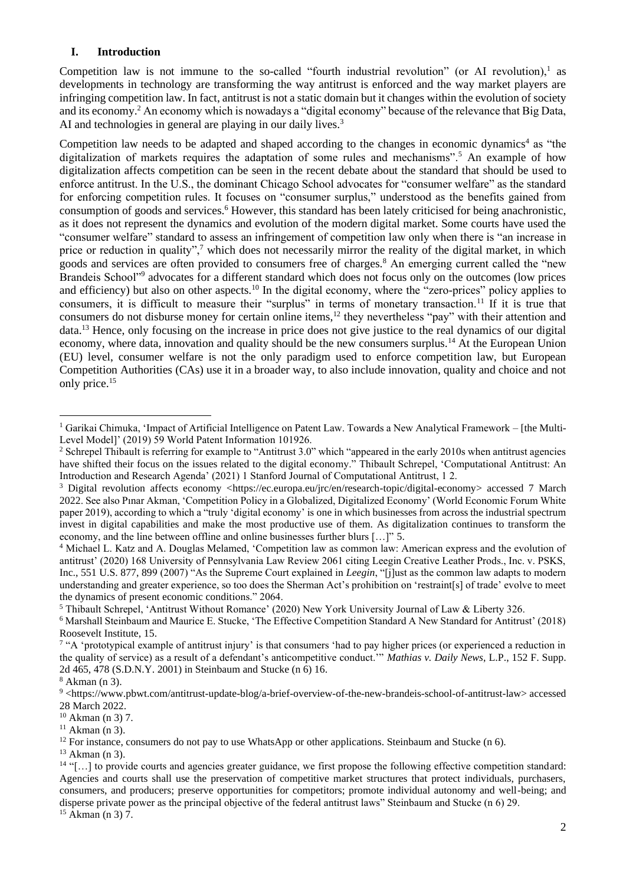## I. Introduction

Competition law is not immune to the so-called "fourth industrial revolution" (or AI revolution),[1] as developments in technology are transforming the way antitrust is enforced and the way market players are infringing competition law. In fact, antitrust is not a static domain but it changes within the evolution of society and its economy.[2] An economy which is nowadays a "digital economy" because of the relevance that Big Data, AI and technologies in general are playing in our daily lives.[3]

Competition law needs to be adapted and shaped according to the changes in economic dynamics[4] as "the digitalization of markets requires the adaptation of some rules and mechanisms".[5] An example of how digitalization affects competition can be seen in the recent debate about the standard that should be used to enforce antitrust. In the U.S., the dominant Chicago School advocates for "consumer welfare" as the standard for enforcing competition rules. It focuses on "consumer surplus," understood as the benefits gained from consumption of goods and services.[6] However, this standard has been lately criticised for being anachronistic, as it does not represent the dynamics and evolution of the modern digital market. Some courts have used the "consumer welfare" standard to assess an infringement of competition law only when there is "an increase in price or reduction in quality",[7] which does not necessarily mirror the reality of the digital market, in which goods and services are often provided to consumers free of charges.[8] An emerging current called the "new Brandeis School"[9] advocates for a different standard which does not focus only on the outcomes (low prices and efficiency) but also on other aspects.[10] In the digital economy, where the "zero-prices" policy applies to consumers, it is difficult to measure their "surplus" in terms of monetary transaction.[11] If it is true that consumers do not disburse money for certain online items,[12] they nevertheless "pay" with their attention and data.[13] Hence, only focusing on the increase in price does not give justice to the real dynamics of our digital economy, where data, innovation and quality should be the new consumers surplus.[14] At the European Union (EU) level, consumer welfare is not the only paradigm used to enforce competition law, but European Competition Authorities (CAs) use it in a broader way, to also include innovation, quality and choice and not only price.[15]

---

[1] Garikai Chimuka, 'Impact of Artificial Intelligence on Patent Law. Towards a New Analytical Framework – [the Multi-Level Model]' (2019) 59 World Patent Information 101926.

[2] Schrepel Thibault is referring for example to "Antitrust 3.0" which "appeared in the early 2010s when antitrust agencies have shifted their focus on the issues related to the digital economy." Thibault Schrepel, 'Computational Antitrust: An Introduction and Research Agenda' (2021) 1 Stanford Journal of Computational Antitrust, 1 2.

[3] Digital revolution affects economy <https://ec.europa.eu/jrc/en/research-topic/digital-economy> accessed 7 March 2022. See also Pınar Akman, 'Competition Policy in a Globalized, Digitalized Economy' (World Economic Forum White paper 2019), according to which a "truly 'digital economy' is one in which businesses from across the industrial spectrum invest in digital capabilities and make the most productive use of them. As digitalization continues to transform the economy, and the line between offline and online businesses further blurs […]" 5.

[4] Michael L. Katz and A. Douglas Melamed, 'Competition law as common law: American express and the evolution of antitrust' (2020) 168 University of Pennsylvania Law Review 2061 citing Leegin Creative Leather Prods., Inc. v. PSKS, Inc., 551 U.S. 877, 899 (2007) "As the Supreme Court explained in *Leegin*, "[j]ust as the common law adapts to modern understanding and greater experience, so too does the Sherman Act's prohibition on 'restraint[s] of trade' evolve to meet the dynamics of present economic conditions." 2064.

[5] Thibault Schrepel, 'Antitrust Without Romance' (2020) New York University Journal of Law & Liberty 326.

[6] Marshall Steinbaum and Maurice E. Stucke, 'The Effective Competition Standard A New Standard for Antitrust' (2018) Roosevelt Institute, 15.

[7] "A 'prototypical example of antitrust injury' is that consumers 'had to pay higher prices (or experienced a reduction in the quality of service) as a result of a defendant's anticompetitive conduct.'" *Mathias v. Daily News*, L.P., 152 F. Supp. 2d 465, 478 (S.D.N.Y. 2001) in Steinbaum and Stucke (n 6) 16.

[8] Akman (n 3).

[9] <https://www.pbwt.com/antitrust-update-blog/a-brief-overview-of-the-new-brandeis-school-of-antitrust-law> accessed 28 March 2022.

[10] Akman (n 3) 7.

[11] Akman (n 3).

[12] For instance, consumers do not pay to use WhatsApp or other applications. Steinbaum and Stucke (n 6).

[13] Akman (n 3).

[14] "[…] to provide courts and agencies greater guidance, we first propose the following effective competition standard: Agencies and courts shall use the preservation of competitive market structures that protect individuals, purchasers, consumers, and producers; preserve opportunities for competitors; promote individual autonomy and well-being; and disperse private power as the principal objective of the federal antitrust laws" Steinbaum and Stucke (n 6) 29.

[15] Akman (n 3) 7.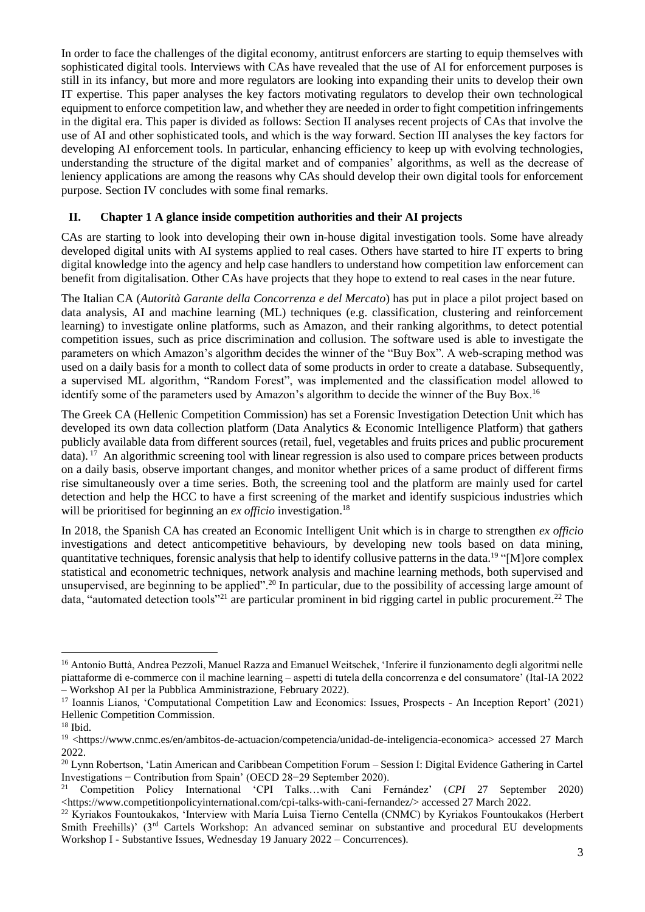In order to face the challenges of the digital economy, antitrust enforcers are starting to equip themselves with sophisticated digital tools. Interviews with CAs have revealed that the use of AI for enforcement purposes is still in its infancy, but more and more regulators are looking into expanding their units to develop their own IT expertise. This paper analyses the key factors motivating regulators to develop their own technological equipment to enforce competition law, and whether they are needed in order to fight competition infringements in the digital era. This paper is divided as follows: Section II analyses recent projects of CAs that involve the use of AI and other sophisticated tools, and which is the way forward. Section III analyses the key factors for developing AI enforcement tools. In particular, enhancing efficiency to keep up with evolving technologies, understanding the structure of the digital market and of companies' algorithms, as well as the decrease of leniency applications are among the reasons why CAs should develop their own digital tools for enforcement purpose. Section IV concludes with some final remarks.

## II. Chapter 1 A glance inside competition authorities and their AI projects

CAs are starting to look into developing their own in-house digital investigation tools. Some have already developed digital units with AI systems applied to real cases. Others have started to hire IT experts to bring digital knowledge into the agency and help case handlers to understand how competition law enforcement can benefit from digitalisation. Other CAs have projects that they hope to extend to real cases in the near future.

The Italian CA (*Autorità Garante della Concorrenza e del Mercato*) has put in place a pilot project based on data analysis, AI and machine learning (ML) techniques (e.g. classification, clustering and reinforcement learning) to investigate online platforms, such as Amazon, and their ranking algorithms, to detect potential competition issues, such as price discrimination and collusion. The software used is able to investigate the parameters on which Amazon's algorithm decides the winner of the "Buy Box". A web-scraping method was used on a daily basis for a month to collect data of some products in order to create a database. Subsequently, a supervised ML algorithm, "Random Forest", was implemented and the classification model allowed to identify some of the parameters used by Amazon's algorithm to decide the winner of the Buy Box.[16]

The Greek CA (Hellenic Competition Commission) has set a Forensic Investigation Detection Unit which has developed its own data collection platform (Data Analytics & Economic Intelligence Platform) that gathers publicly available data from different sources (retail, fuel, vegetables and fruits prices and public procurement data).[17] An algorithmic screening tool with linear regression is also used to compare prices between products on a daily basis, observe important changes, and monitor whether prices of a same product of different firms rise simultaneously over a time series. Both, the screening tool and the platform are mainly used for cartel detection and help the HCC to have a first screening of the market and identify suspicious industries which will be prioritised for beginning an *ex officio* investigation.[18]

In 2018, the Spanish CA has created an Economic Intelligent Unit which is in charge to strengthen *ex officio* investigations and detect anticompetitive behaviours, by developing new tools based on data mining, quantitative techniques, forensic analysis that help to identify collusive patterns in the data.[19] "[M]ore complex statistical and econometric techniques, network analysis and machine learning methods, both supervised and unsupervised, are beginning to be applied".[20] In particular, due to the possibility of accessing large amount of data, "automated detection tools"[21] are particular prominent in bid rigging cartel in public procurement.[22] The

---

[16] Antonio Buttà, Andrea Pezzoli, Manuel Razza and Emanuel Weitschek, 'Inferire il funzionamento degli algoritmi nelle piattaforme di e-commerce con il machine learning – aspetti di tutela della concorrenza e del consumatore' (Ital-IA 2022 – Workshop AI per la Pubblica Amministrazione, February 2022).

[17] Ioannis Lianos, 'Computational Competition Law and Economics: Issues, Prospects - An Inception Report' (2021) Hellenic Competition Commission.

[18] Ibid.

[19] <https://www.cnmc.es/en/ambitos-de-actuacion/competencia/unidad-de-inteligencia-economica> accessed 27 March 2022.

[20] Lynn Robertson, 'Latin American and Caribbean Competition Forum – Session I: Digital Evidence Gathering in Cartel Investigations − Contribution from Spain' (OECD 28−29 September 2020).

[21] Competition Policy International 'CPI Talks…with Cani Fernández' (*CPI* 27 September 2020) <https://www.competitionpolicyinternational.com/cpi-talks-with-cani-fernandez/> accessed 27 March 2022.

[22] Kyriakos Fountoukakos, 'Interview with María Luisa Tierno Centella (CNMC) by Kyriakos Fountoukakos (Herbert Smith Freehills)' (3rd Cartels Workshop: An advanced seminar on substantive and procedural EU developments Workshop I - Substantive Issues, Wednesday 19 January 2022 – Concurrences).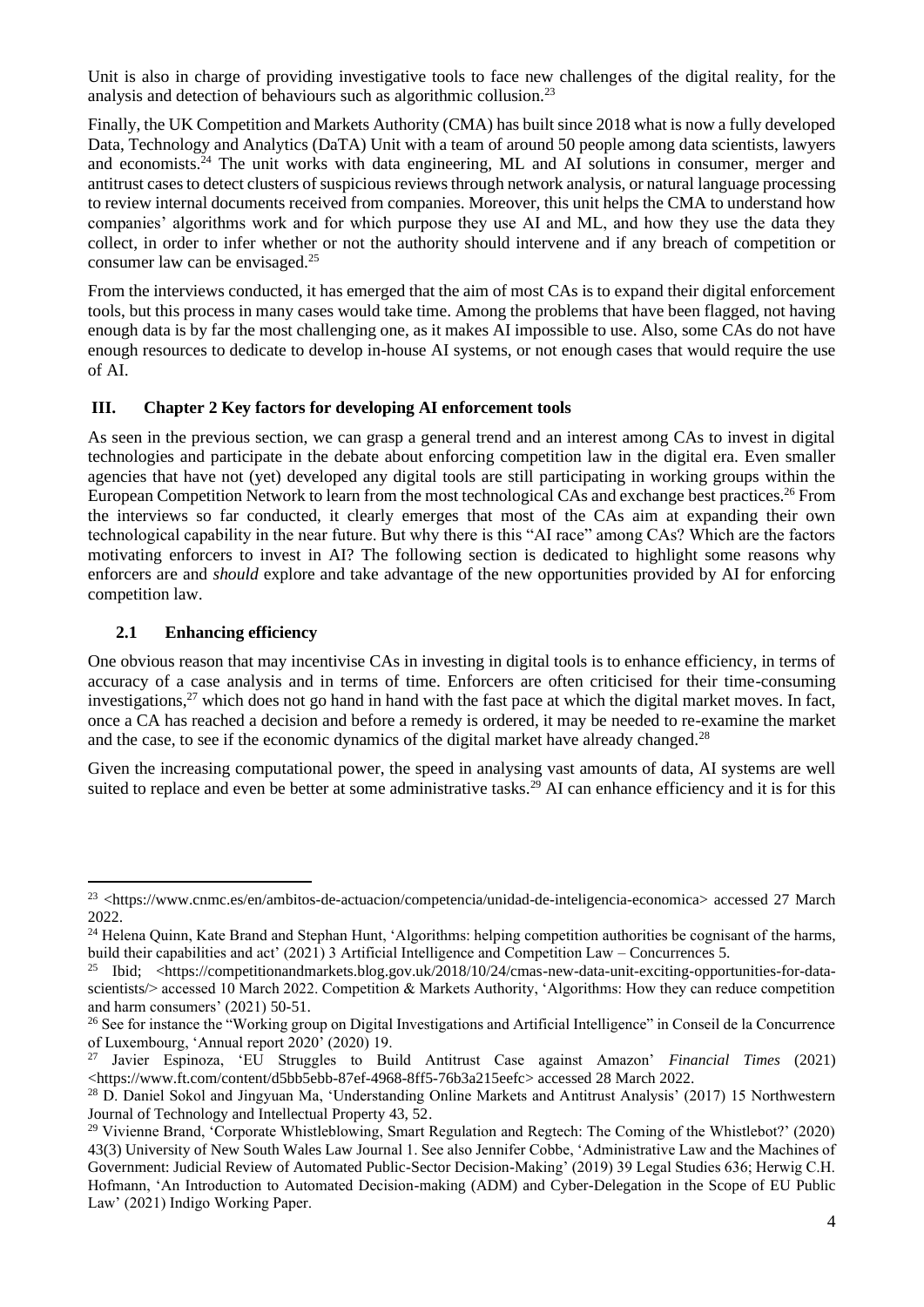Unit is also in charge of providing investigative tools to face new challenges of the digital reality, for the analysis and detection of behaviours such as algorithmic collusion.[23]

Finally, the UK Competition and Markets Authority (CMA) has built since 2018 what is now a fully developed Data, Technology and Analytics (DaTA) Unit with a team of around 50 people among data scientists, lawyers and economists.[24] The unit works with data engineering, ML and AI solutions in consumer, merger and antitrust cases to detect clusters of suspicious reviews through network analysis, or natural language processing to review internal documents received from companies. Moreover, this unit helps the CMA to understand how companies' algorithms work and for which purpose they use AI and ML, and how they use the data they collect, in order to infer whether or not the authority should intervene and if any breach of competition or consumer law can be envisaged.[25]

From the interviews conducted, it has emerged that the aim of most CAs is to expand their digital enforcement tools, but this process in many cases would take time. Among the problems that have been flagged, not having enough data is by far the most challenging one, as it makes AI impossible to use. Also, some CAs do not have enough resources to dedicate to develop in-house AI systems, or not enough cases that would require the use of AI.

## III. Chapter 2 Key factors for developing AI enforcement tools

As seen in the previous section, we can grasp a general trend and an interest among CAs to invest in digital technologies and participate in the debate about enforcing competition law in the digital era. Even smaller agencies that have not (yet) developed any digital tools are still participating in working groups within the European Competition Network to learn from the most technological CAs and exchange best practices.[26] From the interviews so far conducted, it clearly emerges that most of the CAs aim at expanding their own technological capability in the near future. But why there is this "AI race" among CAs? Which are the factors motivating enforcers to invest in AI? The following section is dedicated to highlight some reasons why enforcers are and *should* explore and take advantage of the new opportunities provided by AI for enforcing competition law.

### 2.1 Enhancing efficiency

One obvious reason that may incentivise CAs in investing in digital tools is to enhance efficiency, in terms of accuracy of a case analysis and in terms of time. Enforcers are often criticised for their time-consuming investigations,[27] which does not go hand in hand with the fast pace at which the digital market moves. In fact, once a CA has reached a decision and before a remedy is ordered, it may be needed to re-examine the market and the case, to see if the economic dynamics of the digital market have already changed.[28]

Given the increasing computational power, the speed in analysing vast amounts of data, AI systems are well suited to replace and even be better at some administrative tasks.[29] AI can enhance efficiency and it is for this

---

[23] <https://www.cnmc.es/en/ambitos-de-actuacion/competencia/unidad-de-inteligencia-economica> accessed 27 March 2022.

[24] Helena Quinn, Kate Brand and Stephan Hunt, 'Algorithms: helping competition authorities be cognisant of the harms, build their capabilities and act' (2021) 3 Artificial Intelligence and Competition Law – Concurrences 5.

[25] Ibid; <https://competitionandmarkets.blog.gov.uk/2018/10/24/cmas-new-data-unit-exciting-opportunities-for-data-scientists/> accessed 10 March 2022. Competition & Markets Authority, 'Algorithms: How they can reduce competition and harm consumers' (2021) 50-51.

[26] See for instance the "Working group on Digital Investigations and Artificial Intelligence" in Conseil de la Concurrence of Luxembourg, 'Annual report 2020' (2020) 19.

[27] Javier Espinoza, 'EU Struggles to Build Antitrust Case against Amazon' *Financial Times* (2021) <https://www.ft.com/content/d5bb5ebb-87ef-4968-8ff5-76b3a215eefc> accessed 28 March 2022.

[28] D. Daniel Sokol and Jingyuan Ma, 'Understanding Online Markets and Antitrust Analysis' (2017) 15 Northwestern Journal of Technology and Intellectual Property 43, 52.

[29] Vivienne Brand, 'Corporate Whistleblowing, Smart Regulation and Regtech: The Coming of the Whistlebot?' (2020) 43(3) University of New South Wales Law Journal 1. See also Jennifer Cobbe, 'Administrative Law and the Machines of Government: Judicial Review of Automated Public-Sector Decision-Making' (2019) 39 Legal Studies 636; Herwig C.H. Hofmann, 'An Introduction to Automated Decision-making (ADM) and Cyber-Delegation in the Scope of EU Public Law' (2021) Indigo Working Paper.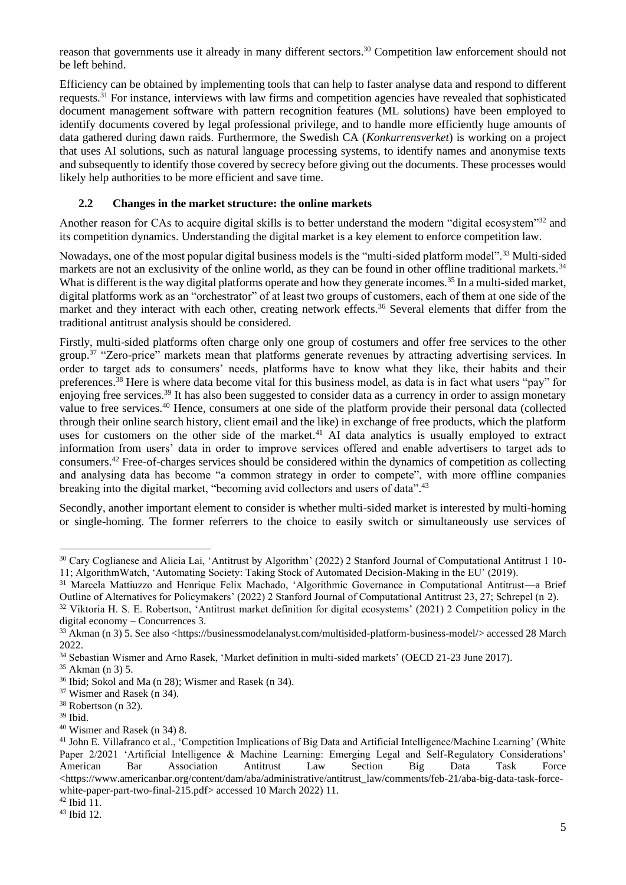reason that governments use it already in many different sectors.[30] Competition law enforcement should not be left behind.

Efficiency can be obtained by implementing tools that can help to faster analyse data and respond to different requests.[31] For instance, interviews with law firms and competition agencies have revealed that sophisticated document management software with pattern recognition features (ML solutions) have been employed to identify documents covered by legal professional privilege, and to handle more efficiently huge amounts of data gathered during dawn raids. Furthermore, the Swedish CA (*Konkurrensverket*) is working on a project that uses AI solutions, such as natural language processing systems, to identify names and anonymise texts and subsequently to identify those covered by secrecy before giving out the documents. These processes would likely help authorities to be more efficient and save time.

## 2.2 Changes in the market structure: the online markets

Another reason for CAs to acquire digital skills is to better understand the modern "digital ecosystem"[32] and its competition dynamics. Understanding the digital market is a key element to enforce competition law.

Nowadays, one of the most popular digital business models is the "multi-sided platform model".[33] Multi-sided markets are not an exclusivity of the online world, as they can be found in other offline traditional markets.[34] What is different is the way digital platforms operate and how they generate incomes.[35] In a multi-sided market, digital platforms work as an "orchestrator" of at least two groups of customers, each of them at one side of the market and they interact with each other, creating network effects.[36] Several elements that differ from the traditional antitrust analysis should be considered.

Firstly, multi-sided platforms often charge only one group of costumers and offer free services to the other group.[37] "Zero-price" markets mean that platforms generate revenues by attracting advertising services. In order to target ads to consumers' needs, platforms have to know what they like, their habits and their preferences.[38] Here is where data become vital for this business model, as data is in fact what users "pay" for enjoying free services.[39] It has also been suggested to consider data as a currency in order to assign monetary value to free services.[40] Hence, consumers at one side of the platform provide their personal data (collected through their online search history, client email and the like) in exchange of free products, which the platform uses for customers on the other side of the market.[41] AI data analytics is usually employed to extract information from users' data in order to improve services offered and enable advertisers to target ads to consumers.[42] Free-of-charges services should be considered within the dynamics of competition as collecting and analysing data has become "a common strategy in order to compete", with more offline companies breaking into the digital market, "becoming avid collectors and users of data".[43]

Secondly, another important element to consider is whether multi-sided market is interested by multi-homing or single-homing. The former referrers to the choice to easily switch or simultaneously use services of

---

[30] Cary Coglianese and Alicia Lai, 'Antitrust by Algorithm' (2022) 2 Stanford Journal of Computational Antitrust 1 10-11; AlgorithmWatch, 'Automating Society: Taking Stock of Automated Decision-Making in the EU' (2019).

[31] Marcela Mattiuzzo and Henrique Felix Machado, 'Algorithmic Governance in Computational Antitrust—a Brief Outline of Alternatives for Policymakers' (2022) 2 Stanford Journal of Computational Antitrust 23, 27; Schrepel (n 2).

[32] Viktoria H. S. E. Robertson, 'Antitrust market definition for digital ecosystems' (2021) 2 Competition policy in the digital economy – Concurrences 3.

[33] Akman (n 3) 5. See also <https://businessmodelanalyst.com/multisided-platform-business-model/> accessed 28 March 2022.

[34] Sebastian Wismer and Arno Rasek, 'Market definition in multi-sided markets' (OECD 21-23 June 2017).

[35] Akman (n 3) 5.

[36] Ibid; Sokol and Ma (n 28); Wismer and Rasek (n 34).

[37] Wismer and Rasek (n 34).

[38] Robertson (n 32).

[39] Ibid.

[40] Wismer and Rasek (n 34) 8.

[41] John E. Villafranco et al., 'Competition Implications of Big Data and Artificial Intelligence/Machine Learning' (White Paper 2/2021 'Artificial Intelligence & Machine Learning: Emerging Legal and Self-Regulatory Considerations' American Bar Association Antitrust Law Section Big Data Task Force <https://www.americanbar.org/content/dam/aba/administrative/antitrust_law/comments/feb-21/aba-big-data-task-force-white-paper-part-two-final-215.pdf> accessed 10 March 2022) 11.

[42] Ibid 11.

[43] Ibid 12.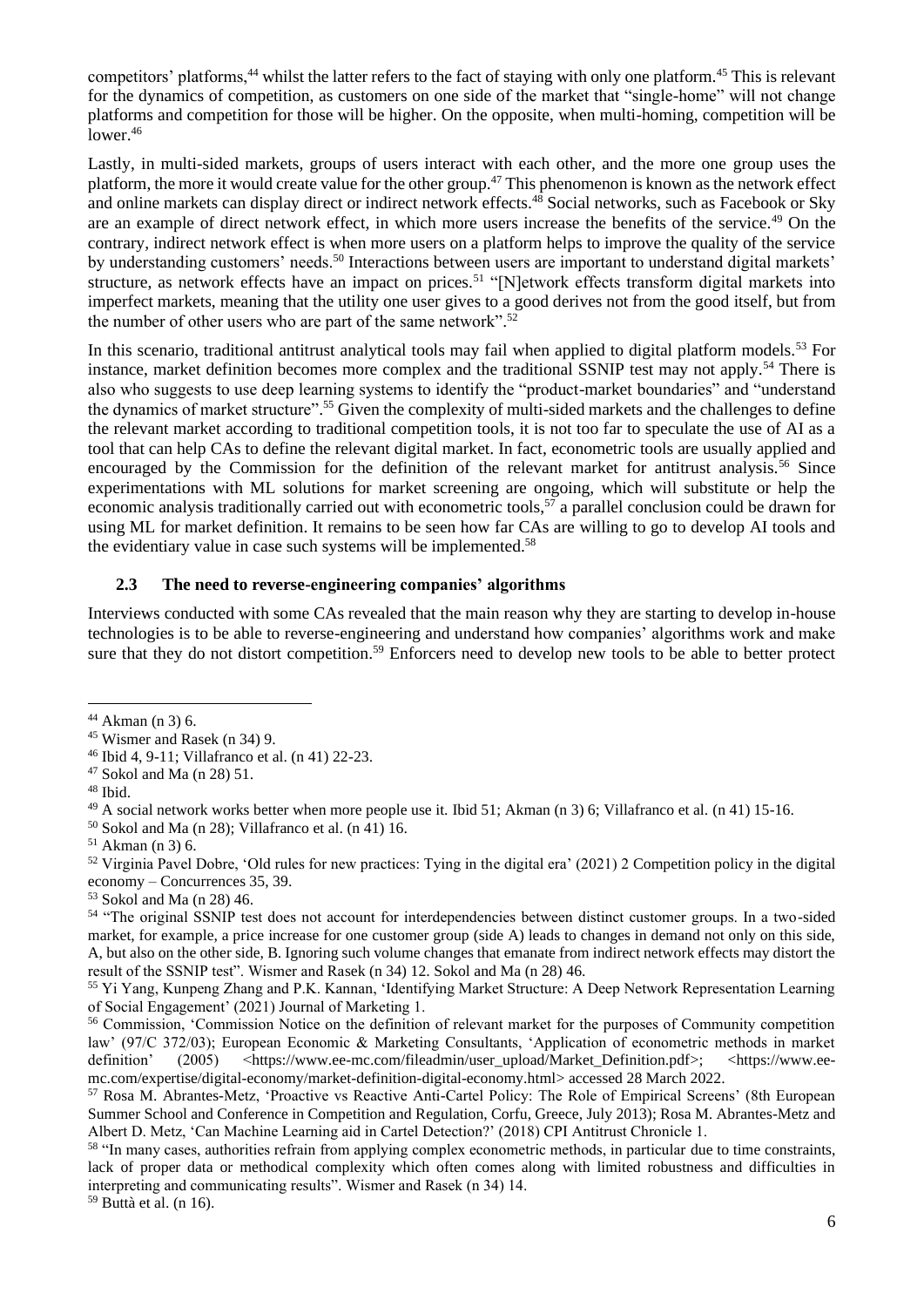competitors' platforms,[44] whilst the latter refers to the fact of staying with only one platform.[45] This is relevant for the dynamics of competition, as customers on one side of the market that "single-home" will not change platforms and competition for those will be higher. On the opposite, when multi-homing, competition will be lower.[46]

Lastly, in multi-sided markets, groups of users interact with each other, and the more one group uses the platform, the more it would create value for the other group.[47] This phenomenon is known as the network effect and online markets can display direct or indirect network effects.[48] Social networks, such as Facebook or Sky are an example of direct network effect, in which more users increase the benefits of the service.[49] On the contrary, indirect network effect is when more users on a platform helps to improve the quality of the service by understanding customers' needs.[50] Interactions between users are important to understand digital markets' structure, as network effects have an impact on prices.[51] "[N]etwork effects transform digital markets into imperfect markets, meaning that the utility one user gives to a good derives not from the good itself, but from the number of other users who are part of the same network".[52]

In this scenario, traditional antitrust analytical tools may fail when applied to digital platform models.[53] For instance, market definition becomes more complex and the traditional SSNIP test may not apply.[54] There is also who suggests to use deep learning systems to identify the "product-market boundaries" and "understand the dynamics of market structure".[55] Given the complexity of multi-sided markets and the challenges to define the relevant market according to traditional competition tools, it is not too far to speculate the use of AI as a tool that can help CAs to define the relevant digital market. In fact, econometric tools are usually applied and encouraged by the Commission for the definition of the relevant market for antitrust analysis.[56] Since experimentations with ML solutions for market screening are ongoing, which will substitute or help the economic analysis traditionally carried out with econometric tools,[57] a parallel conclusion could be drawn for using ML for market definition. It remains to be seen how far CAs are willing to go to develop AI tools and the evidentiary value in case such systems will be implemented.[58]

### 2.3 The need to reverse-engineering companies' algorithms

Interviews conducted with some CAs revealed that the main reason why they are starting to develop in-house technologies is to be able to reverse-engineering and understand how companies' algorithms work and make sure that they do not distort competition.[59] Enforcers need to develop new tools to be able to better protect

---

[44] Akman (n 3) 6.

[45] Wismer and Rasek (n 34) 9.

[46] Ibid 4, 9-11; Villafranco et al. (n 41) 22-23.

[47] Sokol and Ma (n 28) 51.

[48] Ibid.

[49] A social network works better when more people use it. Ibid 51; Akman (n 3) 6; Villafranco et al. (n 41) 15-16.

[50] Sokol and Ma (n 28); Villafranco et al. (n 41) 16.

[51] Akman (n 3) 6.

[52] Virginia Pavel Dobre, 'Old rules for new practices: Tying in the digital era' (2021) 2 Competition policy in the digital economy – Concurrences 35, 39.

[53] Sokol and Ma (n 28) 46.

[54] "The original SSNIP test does not account for interdependencies between distinct customer groups. In a two-sided market, for example, a price increase for one customer group (side A) leads to changes in demand not only on this side, A, but also on the other side, B. Ignoring such volume changes that emanate from indirect network effects may distort the result of the SSNIP test". Wismer and Rasek (n 34) 12. Sokol and Ma (n 28) 46.

[55] Yi Yang, Kunpeng Zhang and P.K. Kannan, 'Identifying Market Structure: A Deep Network Representation Learning of Social Engagement' (2021) Journal of Marketing 1.

[56] Commission, 'Commission Notice on the definition of relevant market for the purposes of Community competition law' (97/C 372/03); European Economic & Marketing Consultants, 'Application of econometric methods in market definition' (2005) <https://www.ee-mc.com/fileadmin/user_upload/Market_Definition.pdf>; <https://www.ee-mc.com/expertise/digital-economy/market-definition-digital-economy.html> accessed 28 March 2022.

[57] Rosa M. Abrantes-Metz, 'Proactive vs Reactive Anti-Cartel Policy: The Role of Empirical Screens' (8th European Summer School and Conference in Competition and Regulation, Corfu, Greece, July 2013); Rosa M. Abrantes-Metz and Albert D. Metz, 'Can Machine Learning aid in Cartel Detection?' (2018) CPI Antitrust Chronicle 1.

[58] "In many cases, authorities refrain from applying complex econometric methods, in particular due to time constraints, lack of proper data or methodical complexity which often comes along with limited robustness and difficulties in interpreting and communicating results". Wismer and Rasek (n 34) 14.

[59] Buttà et al. (n 16).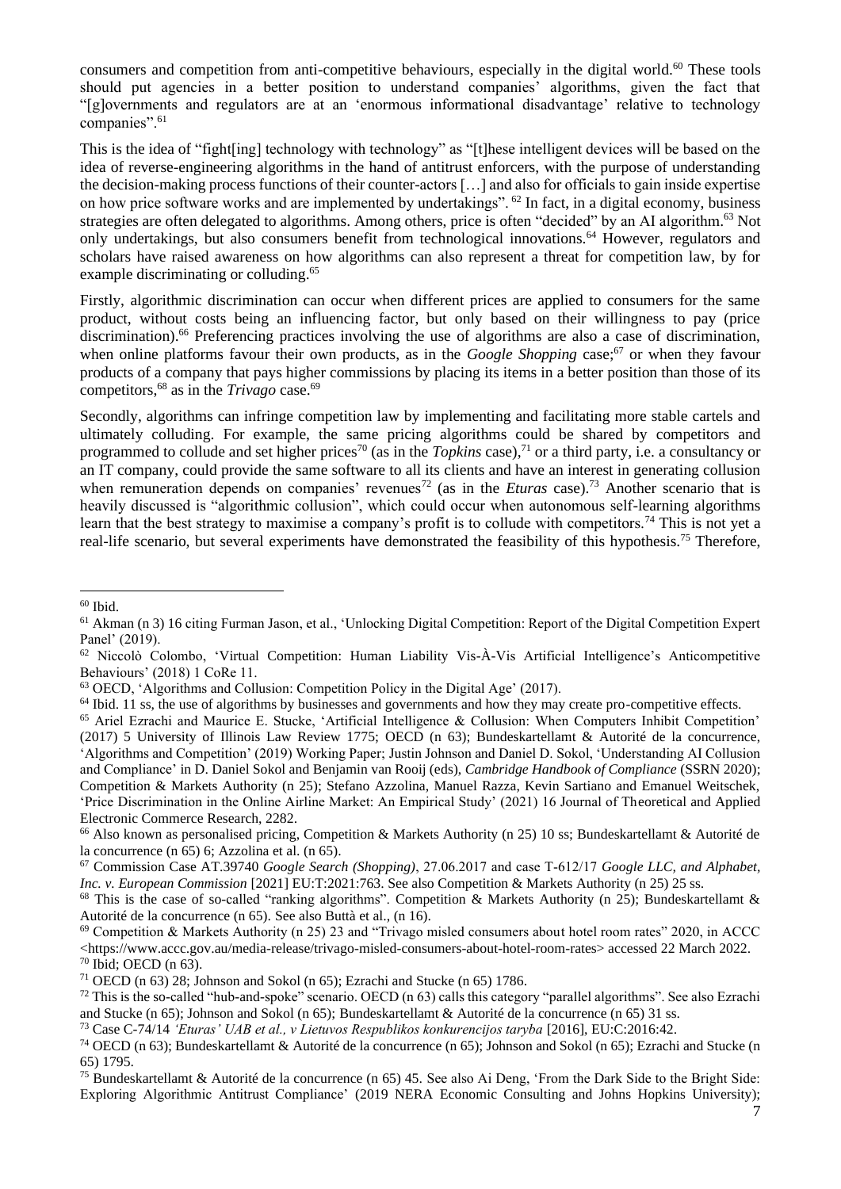consumers and competition from anti-competitive behaviours, especially in the digital world.[60] These tools should put agencies in a better position to understand companies' algorithms, given the fact that "[g]overnments and regulators are at an 'enormous informational disadvantage' relative to technology companies".[61]

This is the idea of "fight[ing] technology with technology" as "[t]hese intelligent devices will be based on the idea of reverse-engineering algorithms in the hand of antitrust enforcers, with the purpose of understanding the decision-making process functions of their counter-actors […] and also for officials to gain inside expertise on how price software works and are implemented by undertakings".[62] In fact, in a digital economy, business strategies are often delegated to algorithms. Among others, price is often "decided" by an AI algorithm.[63] Not only undertakings, but also consumers benefit from technological innovations.[64] However, regulators and scholars have raised awareness on how algorithms can also represent a threat for competition law, by for example discriminating or colluding.[65]

Firstly, algorithmic discrimination can occur when different prices are applied to consumers for the same product, without costs being an influencing factor, but only based on their willingness to pay (price discrimination).[66] Preferencing practices involving the use of algorithms are also a case of discrimination, when online platforms favour their own products, as in the *Google Shopping* case;[67] or when they favour products of a company that pays higher commissions by placing its items in a better position than those of its competitors,[68] as in the *Trivago* case.[69]

Secondly, algorithms can infringe competition law by implementing and facilitating more stable cartels and ultimately colluding. For example, the same pricing algorithms could be shared by competitors and programmed to collude and set higher prices[70] (as in the *Topkins* case),[71] or a third party, i.e. a consultancy or an IT company, could provide the same software to all its clients and have an interest in generating collusion when remuneration depends on companies' revenues[72] (as in the *Eturas* case).[73] Another scenario that is heavily discussed is "algorithmic collusion", which could occur when autonomous self-learning algorithms learn that the best strategy to maximise a company's profit is to collude with competitors.[74] This is not yet a real-life scenario, but several experiments have demonstrated the feasibility of this hypothesis.[75] Therefore,

---

[60] Ibid.

[61] Akman (n 3) 16 citing Furman Jason, et al., 'Unlocking Digital Competition: Report of the Digital Competition Expert Panel' (2019).

[62] Niccolò Colombo, 'Virtual Competition: Human Liability Vis-À-Vis Artificial Intelligence's Anticompetitive Behaviours' (2018) 1 CoRe 11.

[63] OECD, 'Algorithms and Collusion: Competition Policy in the Digital Age' (2017).

[64] Ibid. 11 ss, the use of algorithms by businesses and governments and how they may create pro-competitive effects.

[65] Ariel Ezrachi and Maurice E. Stucke, 'Artificial Intelligence & Collusion: When Computers Inhibit Competition' (2017) 5 University of Illinois Law Review 1775; OECD (n 63); Bundeskartellamt & Autorité de la concurrence, 'Algorithms and Competition' (2019) Working Paper; Justin Johnson and Daniel D. Sokol, 'Understanding AI Collusion and Compliance' in D. Daniel Sokol and Benjamin van Rooij (eds), *Cambridge Handbook of Compliance* (SSRN 2020); Competition & Markets Authority (n 25); Stefano Azzolina, Manuel Razza, Kevin Sartiano and Emanuel Weitschek, 'Price Discrimination in the Online Airline Market: An Empirical Study' (2021) 16 Journal of Theoretical and Applied Electronic Commerce Research, 2282.

[66] Also known as personalised pricing, Competition & Markets Authority (n 25) 10 ss; Bundeskartellamt & Autorité de la concurrence (n 65) 6; Azzolina et al. (n 65).

[67] Commission Case AT.39740 *Google Search (Shopping)*, 27.06.2017 and case T-612/17 *Google LLC, and Alphabet, Inc. v. European Commission* [2021] EU:T:2021:763. See also Competition & Markets Authority (n 25) 25 ss.

[68] This is the case of so-called "ranking algorithms". Competition & Markets Authority (n 25); Bundeskartellamt & Autorité de la concurrence (n 65). See also Buttà et al., (n 16).

[69] Competition & Markets Authority (n 25) 23 and "Trivago misled consumers about hotel room rates" 2020, in ACCC <https://www.accc.gov.au/media-release/trivago-misled-consumers-about-hotel-room-rates> accessed 22 March 2022.

[70] Ibid; OECD (n 63).

[71] OECD (n 63) 28; Johnson and Sokol (n 65); Ezrachi and Stucke (n 65) 1786.

[72] This is the so-called "hub-and-spoke" scenario. OECD (n 63) calls this category "parallel algorithms". See also Ezrachi and Stucke (n 65); Johnson and Sokol (n 65); Bundeskartellamt & Autorité de la concurrence (n 65) 31 ss.

[73] Case C-74/14 *'Eturas' UAB et al., v Lietuvos Respublikos konkurencijos taryba* [2016], EU:C:2016:42.

[74] OECD (n 63); Bundeskartellamt & Autorité de la concurrence (n 65); Johnson and Sokol (n 65); Ezrachi and Stucke (n 65) 1795.

[75] Bundeskartellamt & Autorité de la concurrence (n 65) 45. See also Ai Deng, 'From the Dark Side to the Bright Side: Exploring Algorithmic Antitrust Compliance' (2019 NERA Economic Consulting and Johns Hopkins University);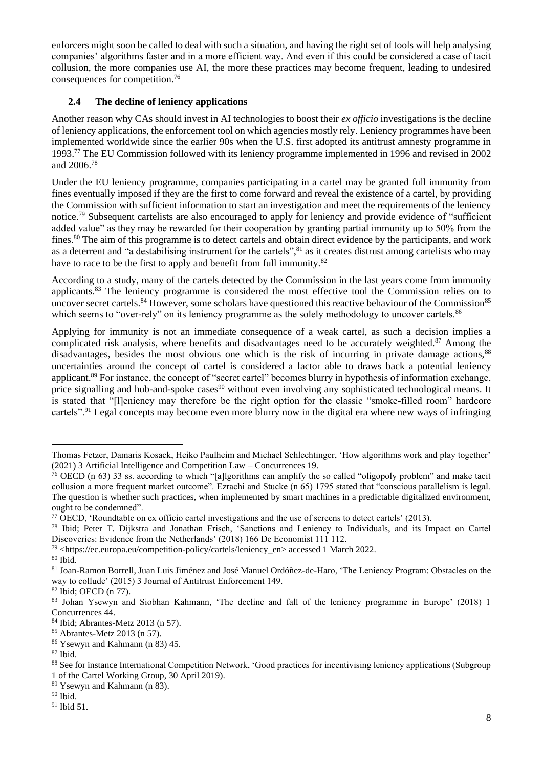enforcers might soon be called to deal with such a situation, and having the right set of tools will help analysing companies' algorithms faster and in a more efficient way. And even if this could be considered a case of tacit collusion, the more companies use AI, the more these practices may become frequent, leading to undesired consequences for competition.[76]

### 2.4 The decline of leniency applications

Another reason why CAs should invest in AI technologies to boost their *ex officio* investigations is the decline of leniency applications, the enforcement tool on which agencies mostly rely. Leniency programmes have been implemented worldwide since the earlier 90s when the U.S. first adopted its antitrust amnesty programme in 1993.[77] The EU Commission followed with its leniency programme implemented in 1996 and revised in 2002 and 2006.[78]

Under the EU leniency programme, companies participating in a cartel may be granted full immunity from fines eventually imposed if they are the first to come forward and reveal the existence of a cartel, by providing the Commission with sufficient information to start an investigation and meet the requirements of the leniency notice.[79] Subsequent cartelists are also encouraged to apply for leniency and provide evidence of "sufficient added value" as they may be rewarded for their cooperation by granting partial immunity up to 50% from the fines.[80] The aim of this programme is to detect cartels and obtain direct evidence by the participants, and work as a deterrent and "a destabilising instrument for the cartels",[81] as it creates distrust among cartelists who may have to race to be the first to apply and benefit from full immunity.[82]

According to a study, many of the cartels detected by the Commission in the last years come from immunity applicants.[83] The leniency programme is considered the most effective tool the Commission relies on to uncover secret cartels.[84] However, some scholars have questioned this reactive behaviour of the Commission[85] which seems to "over-rely" on its leniency programme as the solely methodology to uncover cartels.[86]

Applying for immunity is not an immediate consequence of a weak cartel, as such a decision implies a complicated risk analysis, where benefits and disadvantages need to be accurately weighted.[87] Among the disadvantages, besides the most obvious one which is the risk of incurring in private damage actions,[88] uncertainties around the concept of cartel is considered a factor able to draws back a potential leniency applicant.[89] For instance, the concept of "secret cartel" becomes blurry in hypothesis of information exchange, price signalling and hub-and-spoke cases[90] without even involving any sophisticated technological means. It is stated that "[l]eniency may therefore be the right option for the classic "smoke-filled room" hardcore cartels".[91] Legal concepts may become even more blurry now in the digital era where new ways of infringing

---

Thomas Fetzer, Damaris Kosack, Heiko Paulheim and Michael Schlechtinger, 'How algorithms work and play together' (2021) 3 Artificial Intelligence and Competition Law – Concurrences 19.

[76] OECD (n 63) 33 ss. according to which "[a]lgorithms can amplify the so called "oligopoly problem" and make tacit collusion a more frequent market outcome". Ezrachi and Stucke (n 65) 1795 stated that "conscious parallelism is legal. The question is whether such practices, when implemented by smart machines in a predictable digitalized environment, ought to be condemned".

[77] OECD, 'Roundtable on ex officio cartel investigations and the use of screens to detect cartels' (2013).

[78] Ibid; Peter T. Dijkstra and Jonathan Frisch, 'Sanctions and Leniency to Individuals, and its Impact on Cartel Discoveries: Evidence from the Netherlands' (2018) 166 De Economist 111 112.

[79] <https://ec.europa.eu/competition-policy/cartels/leniency_en> accessed 1 March 2022.

[80] Ibid.

[81] Joan-Ramon Borrell, Juan Luis Jiménez and José Manuel Ordóñez-de-Haro, 'The Leniency Program: Obstacles on the way to collude' (2015) 3 Journal of Antitrust Enforcement 149.

[82] Ibid; OECD (n 77).

[83] Johan Ysewyn and Siobhan Kahmann, 'The decline and fall of the leniency programme in Europe' (2018) 1 Concurrences 44.

[84] Ibid; Abrantes-Metz 2013 (n 57).

[85] Abrantes-Metz 2013 (n 57).

[86] Ysewyn and Kahmann (n 83) 45.

[87] Ibid.

[88] See for instance International Competition Network, 'Good practices for incentivising leniency applications (Subgroup 1 of the Cartel Working Group, 30 April 2019).

[89] Ysewyn and Kahmann (n 83).

[90] Ibid.

[91] Ibid 51.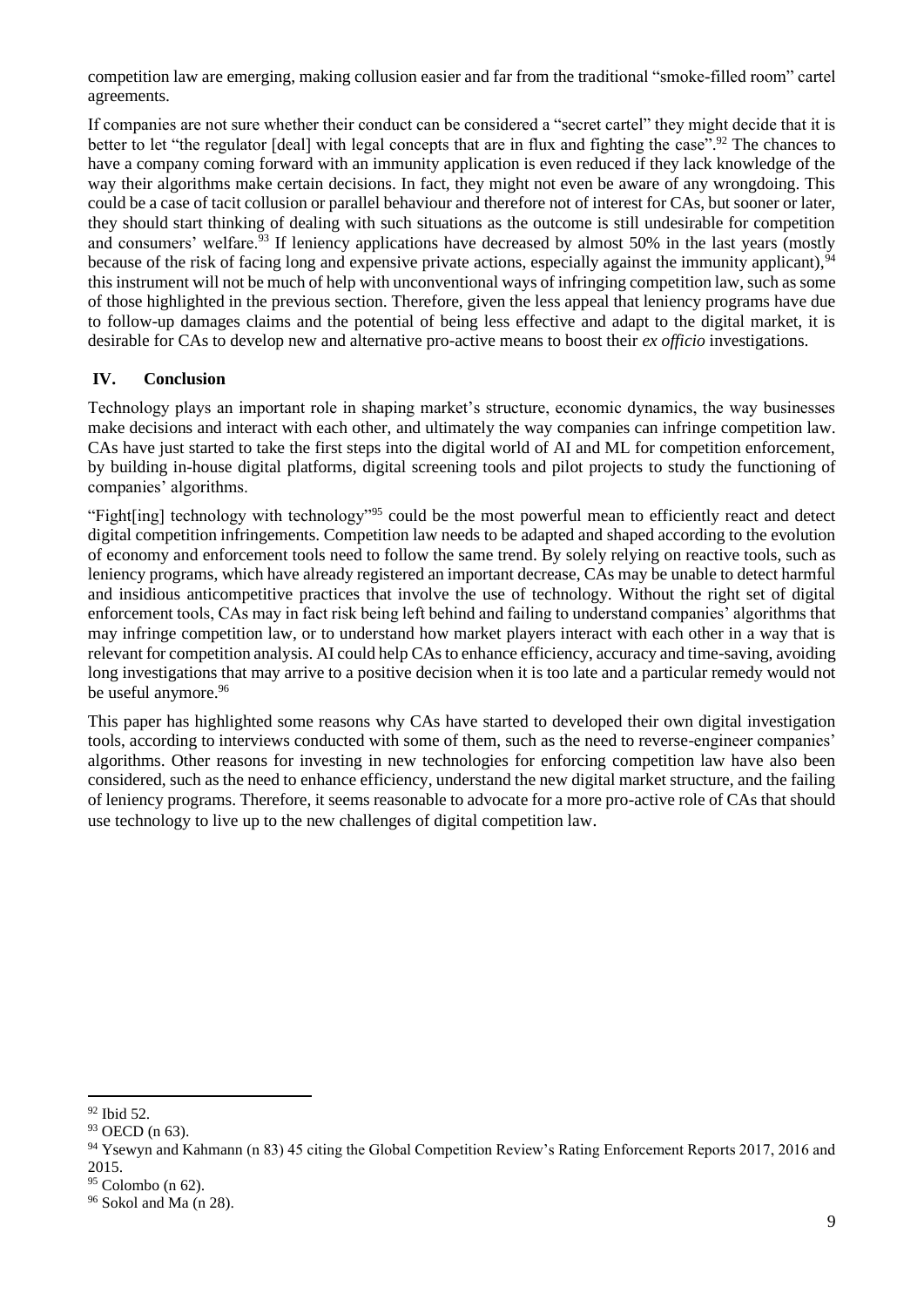competition law are emerging, making collusion easier and far from the traditional "smoke-filled room" cartel agreements.

If companies are not sure whether their conduct can be considered a "secret cartel" they might decide that it is better to let "the regulator [deal] with legal concepts that are in flux and fighting the case".[92] The chances to have a company coming forward with an immunity application is even reduced if they lack knowledge of the way their algorithms make certain decisions. In fact, they might not even be aware of any wrongdoing. This could be a case of tacit collusion or parallel behaviour and therefore not of interest for CAs, but sooner or later, they should start thinking of dealing with such situations as the outcome is still undesirable for competition and consumers' welfare.[93] If leniency applications have decreased by almost 50% in the last years (mostly because of the risk of facing long and expensive private actions, especially against the immunity applicant),[94] this instrument will not be much of help with unconventional ways of infringing competition law, such as some of those highlighted in the previous section. Therefore, given the less appeal that leniency programs have due to follow-up damages claims and the potential of being less effective and adapt to the digital market, it is desirable for CAs to develop new and alternative pro-active means to boost their *ex officio* investigations.

## IV. Conclusion

Technology plays an important role in shaping market's structure, economic dynamics, the way businesses make decisions and interact with each other, and ultimately the way companies can infringe competition law. CAs have just started to take the first steps into the digital world of AI and ML for competition enforcement, by building in-house digital platforms, digital screening tools and pilot projects to study the functioning of companies' algorithms.

"Fight[ing] technology with technology"[95] could be the most powerful mean to efficiently react and detect digital competition infringements. Competition law needs to be adapted and shaped according to the evolution of economy and enforcement tools need to follow the same trend. By solely relying on reactive tools, such as leniency programs, which have already registered an important decrease, CAs may be unable to detect harmful and insidious anticompetitive practices that involve the use of technology. Without the right set of digital enforcement tools, CAs may in fact risk being left behind and failing to understand companies' algorithms that may infringe competition law, or to understand how market players interact with each other in a way that is relevant for competition analysis. AI could help CAs to enhance efficiency, accuracy and time-saving, avoiding long investigations that may arrive to a positive decision when it is too late and a particular remedy would not be useful anymore.[96]

This paper has highlighted some reasons why CAs have started to developed their own digital investigation tools, according to interviews conducted with some of them, such as the need to reverse-engineer companies' algorithms. Other reasons for investing in new technologies for enforcing competition law have also been considered, such as the need to enhance efficiency, understand the new digital market structure, and the failing of leniency programs. Therefore, it seems reasonable to advocate for a more pro-active role of CAs that should use technology to live up to the new challenges of digital competition law.

---

[92] Ibid 52.

[93] OECD (n 63).

[94] Ysewyn and Kahmann (n 83) 45 citing the Global Competition Review's Rating Enforcement Reports 2017, 2016 and 2015.

[95] Colombo (n 62).

[96] Sokol and Ma (n 28).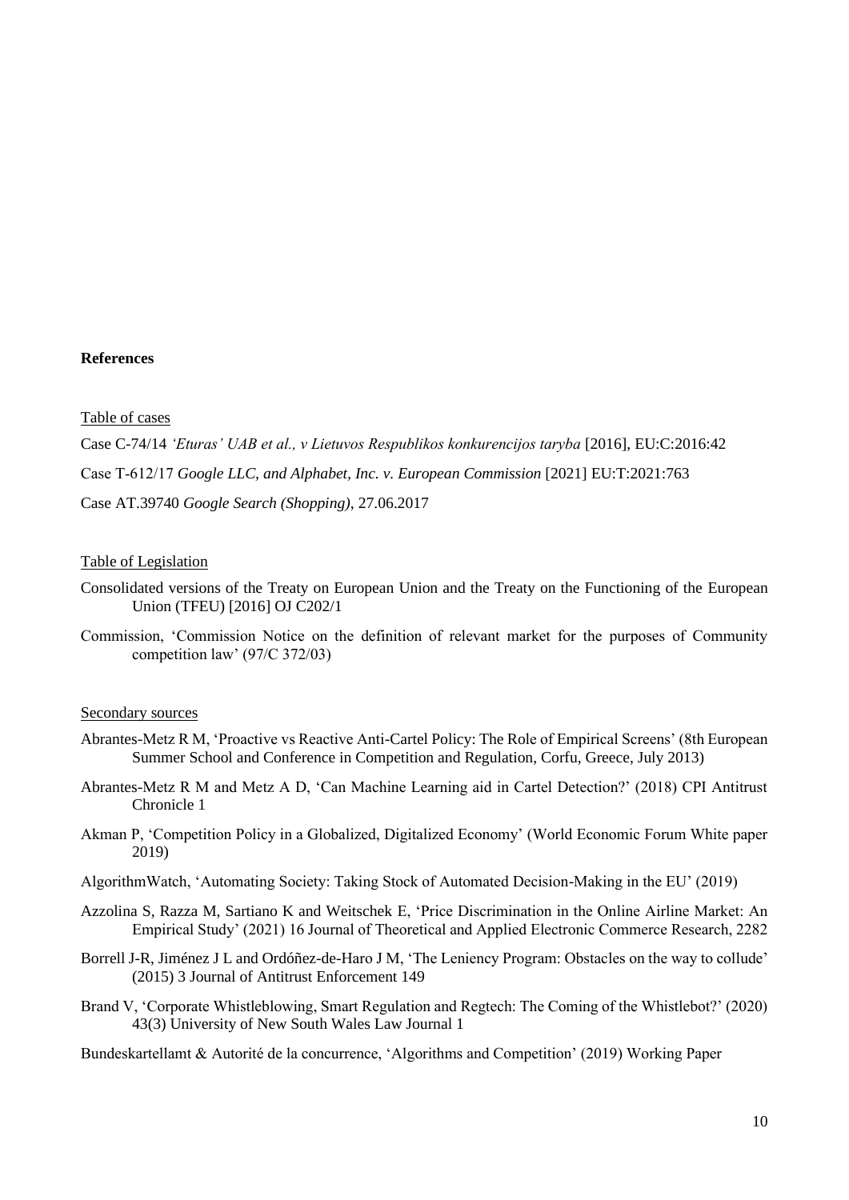**References**

Table of cases

Case C-74/14 *'Eturas' UAB et al., v Lietuvos Respublikos konkurencijos taryba* [2016], EU:C:2016:42

Case T-612/17 *Google LLC, and Alphabet, Inc. v. European Commission* [2021] EU:T:2021:763

Case AT.39740 *Google Search (Shopping)*, 27.06.2017

Table of Legislation

Consolidated versions of the Treaty on European Union and the Treaty on the Functioning of the European Union (TFEU) [2016] OJ C202/1

Commission, 'Commission Notice on the definition of relevant market for the purposes of Community competition law' (97/C 372/03)

Secondary sources

Abrantes-Metz R M, 'Proactive vs Reactive Anti-Cartel Policy: The Role of Empirical Screens' (8th European Summer School and Conference in Competition and Regulation, Corfu, Greece, July 2013)

Abrantes-Metz R M and Metz A D, 'Can Machine Learning aid in Cartel Detection?' (2018) CPI Antitrust Chronicle 1

Akman P, 'Competition Policy in a Globalized, Digitalized Economy' (World Economic Forum White paper 2019)

AlgorithmWatch, 'Automating Society: Taking Stock of Automated Decision-Making in the EU' (2019)

Azzolina S, Razza M, Sartiano K and Weitschek E, 'Price Discrimination in the Online Airline Market: An Empirical Study' (2021) 16 Journal of Theoretical and Applied Electronic Commerce Research, 2282

Borrell J-R, Jiménez J L and Ordóñez-de-Haro J M, 'The Leniency Program: Obstacles on the way to collude' (2015) 3 Journal of Antitrust Enforcement 149

Brand V, 'Corporate Whistleblowing, Smart Regulation and Regtech: The Coming of the Whistlebot?' (2020) 43(3) University of New South Wales Law Journal 1

Bundeskartellamt & Autorité de la concurrence, 'Algorithms and Competition' (2019) Working Paper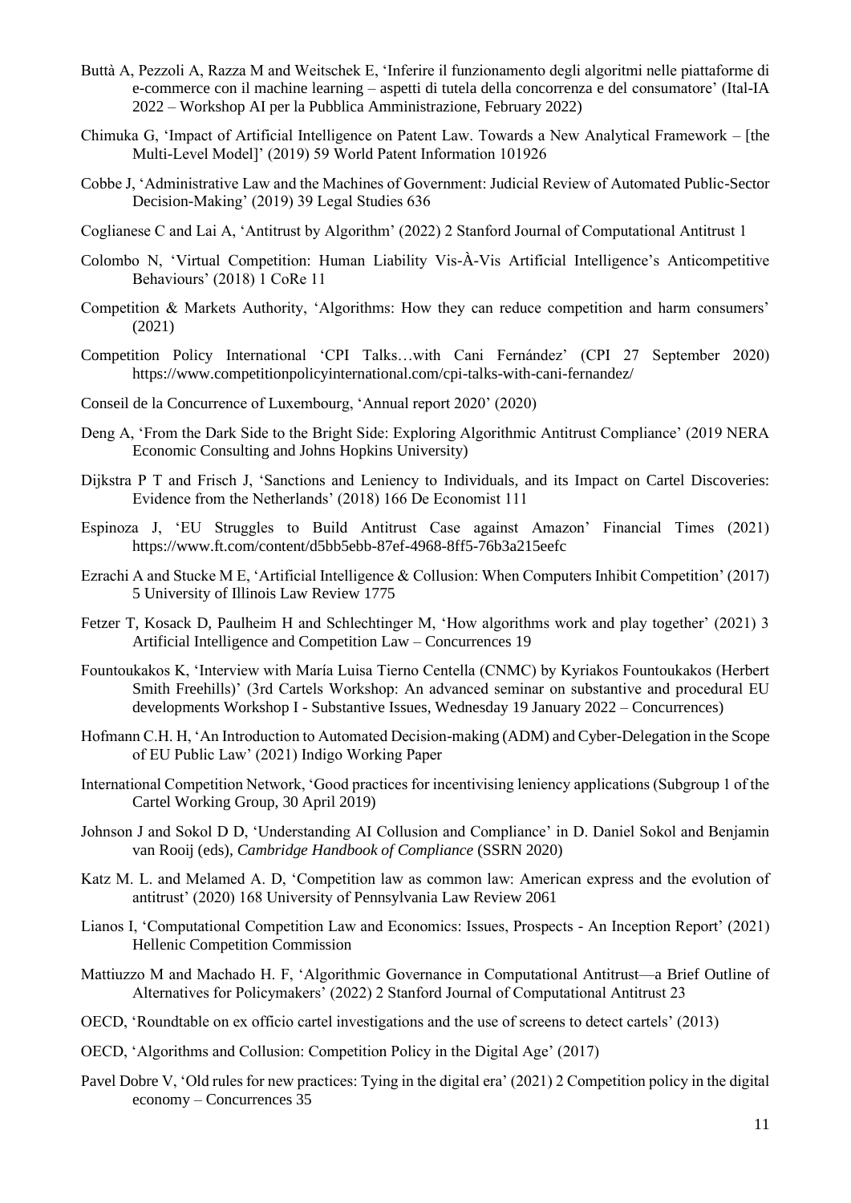Buttà A, Pezzoli A, Razza M and Weitschek E, 'Inferire il funzionamento degli algoritmi nelle piattaforme di e-commerce con il machine learning – aspetti di tutela della concorrenza e del consumatore' (Ital-IA 2022 – Workshop AI per la Pubblica Amministrazione, February 2022)

Chimuka G, 'Impact of Artificial Intelligence on Patent Law. Towards a New Analytical Framework – [the Multi-Level Model]' (2019) 59 World Patent Information 101926

Cobbe J, 'Administrative Law and the Machines of Government: Judicial Review of Automated Public-Sector Decision-Making' (2019) 39 Legal Studies 636

Coglianese C and Lai A, 'Antitrust by Algorithm' (2022) 2 Stanford Journal of Computational Antitrust 1

Colombo N, 'Virtual Competition: Human Liability Vis-À-Vis Artificial Intelligence's Anticompetitive Behaviours' (2018) 1 CoRe 11

Competition & Markets Authority, 'Algorithms: How they can reduce competition and harm consumers' (2021)

Competition Policy International 'CPI Talks…with Cani Fernández' (CPI 27 September 2020) https://www.competitionpolicyinternational.com/cpi-talks-with-cani-fernandez/

Conseil de la Concurrence of Luxembourg, 'Annual report 2020' (2020)

Deng A, 'From the Dark Side to the Bright Side: Exploring Algorithmic Antitrust Compliance' (2019 NERA Economic Consulting and Johns Hopkins University)

Dijkstra P T and Frisch J, 'Sanctions and Leniency to Individuals, and its Impact on Cartel Discoveries: Evidence from the Netherlands' (2018) 166 De Economist 111

Espinoza J, 'EU Struggles to Build Antitrust Case against Amazon' Financial Times (2021) https://www.ft.com/content/d5bb5ebb-87ef-4968-8ff5-76b3a215eefc

Ezrachi A and Stucke M E, 'Artificial Intelligence & Collusion: When Computers Inhibit Competition' (2017) 5 University of Illinois Law Review 1775

Fetzer T, Kosack D, Paulheim H and Schlechtinger M, 'How algorithms work and play together' (2021) 3 Artificial Intelligence and Competition Law – Concurrences 19

Fountoukakos K, 'Interview with María Luisa Tierno Centella (CNMC) by Kyriakos Fountoukakos (Herbert Smith Freehills)' (3rd Cartels Workshop: An advanced seminar on substantive and procedural EU developments Workshop I - Substantive Issues, Wednesday 19 January 2022 – Concurrences)

Hofmann C.H. H, 'An Introduction to Automated Decision-making (ADM) and Cyber-Delegation in the Scope of EU Public Law' (2021) Indigo Working Paper

International Competition Network, 'Good practices for incentivising leniency applications (Subgroup 1 of the Cartel Working Group, 30 April 2019)

Johnson J and Sokol D D, 'Understanding AI Collusion and Compliance' in D. Daniel Sokol and Benjamin van Rooij (eds), *Cambridge Handbook of Compliance* (SSRN 2020)

Katz M. L. and Melamed A. D, 'Competition law as common law: American express and the evolution of antitrust' (2020) 168 University of Pennsylvania Law Review 2061

Lianos I, 'Computational Competition Law and Economics: Issues, Prospects - An Inception Report' (2021) Hellenic Competition Commission

Mattiuzzo M and Machado H. F, 'Algorithmic Governance in Computational Antitrust—a Brief Outline of Alternatives for Policymakers' (2022) 2 Stanford Journal of Computational Antitrust 23

OECD, 'Roundtable on ex officio cartel investigations and the use of screens to detect cartels' (2013)

OECD, 'Algorithms and Collusion: Competition Policy in the Digital Age' (2017)

Pavel Dobre V, 'Old rules for new practices: Tying in the digital era' (2021) 2 Competition policy in the digital economy – Concurrences 35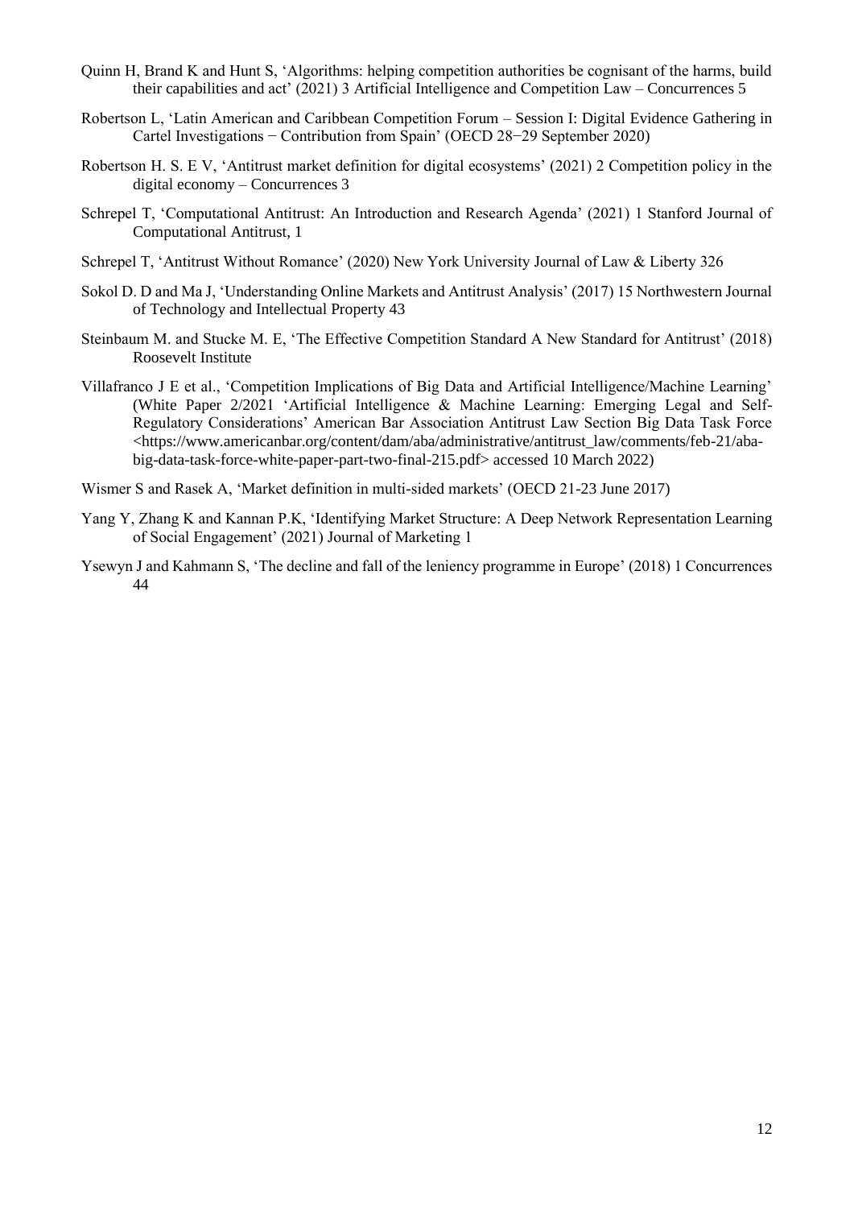Quinn H, Brand K and Hunt S, 'Algorithms: helping competition authorities be cognisant of the harms, build their capabilities and act' (2021) 3 Artificial Intelligence and Competition Law – Concurrences 5

Robertson L, 'Latin American and Caribbean Competition Forum – Session I: Digital Evidence Gathering in Cartel Investigations − Contribution from Spain' (OECD 28−29 September 2020)

Robertson H. S. E V, 'Antitrust market definition for digital ecosystems' (2021) 2 Competition policy in the digital economy – Concurrences 3

Schrepel T, 'Computational Antitrust: An Introduction and Research Agenda' (2021) 1 Stanford Journal of Computational Antitrust, 1

Schrepel T, 'Antitrust Without Romance' (2020) New York University Journal of Law & Liberty 326

Sokol D. D and Ma J, 'Understanding Online Markets and Antitrust Analysis' (2017) 15 Northwestern Journal of Technology and Intellectual Property 43

Steinbaum M. and Stucke M. E, 'The Effective Competition Standard A New Standard for Antitrust' (2018) Roosevelt Institute

Villafranco J E et al., 'Competition Implications of Big Data and Artificial Intelligence/Machine Learning' (White Paper 2/2021 'Artificial Intelligence & Machine Learning: Emerging Legal and Self-Regulatory Considerations' American Bar Association Antitrust Law Section Big Data Task Force <https://www.americanbar.org/content/dam/aba/administrative/antitrust_law/comments/feb-21/aba-big-data-task-force-white-paper-part-two-final-215.pdf> accessed 10 March 2022)

Wismer S and Rasek A, 'Market definition in multi-sided markets' (OECD 21-23 June 2017)

Yang Y, Zhang K and Kannan P.K, 'Identifying Market Structure: A Deep Network Representation Learning of Social Engagement' (2021) Journal of Marketing 1

Ysewyn J and Kahmann S, 'The decline and fall of the leniency programme in Europe' (2018) 1 Concurrences 44